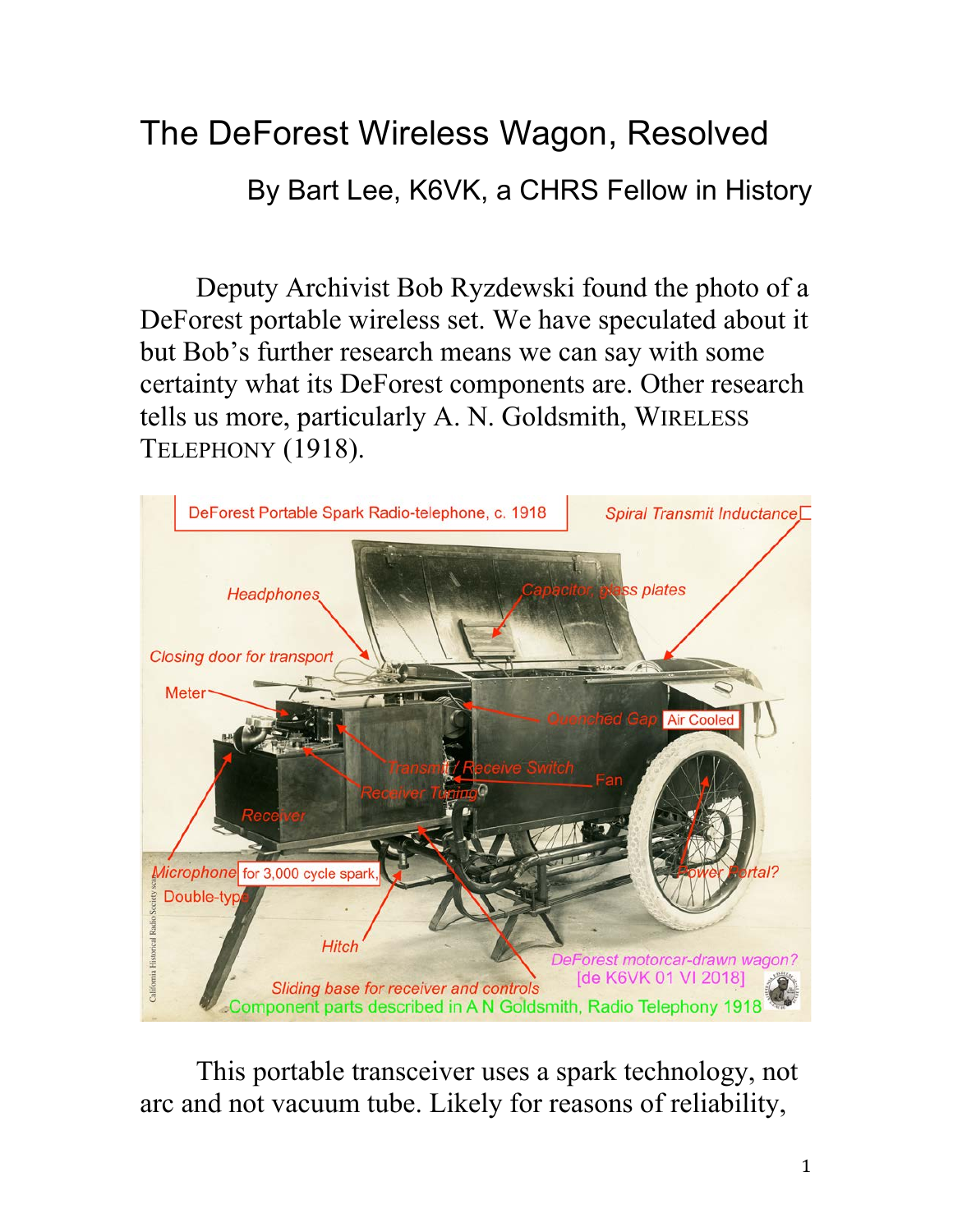# The DeForest Wireless Wagon, Resolved

By Bart Lee, K6VK, a CHRS Fellow in History

Deputy Archivist Bob Ryzdewski found the photo of a DeForest portable wireless set. We have speculated about it but Bob's further research means we can say with some certainty what its DeForest components are. Other research tells us more, particularly A. N. Goldsmith, WIRELESS TELEPHONY (1918).

This portable transceiver uses a spark technology, not arc and not vacuum tube. Likely for reasons of reliability,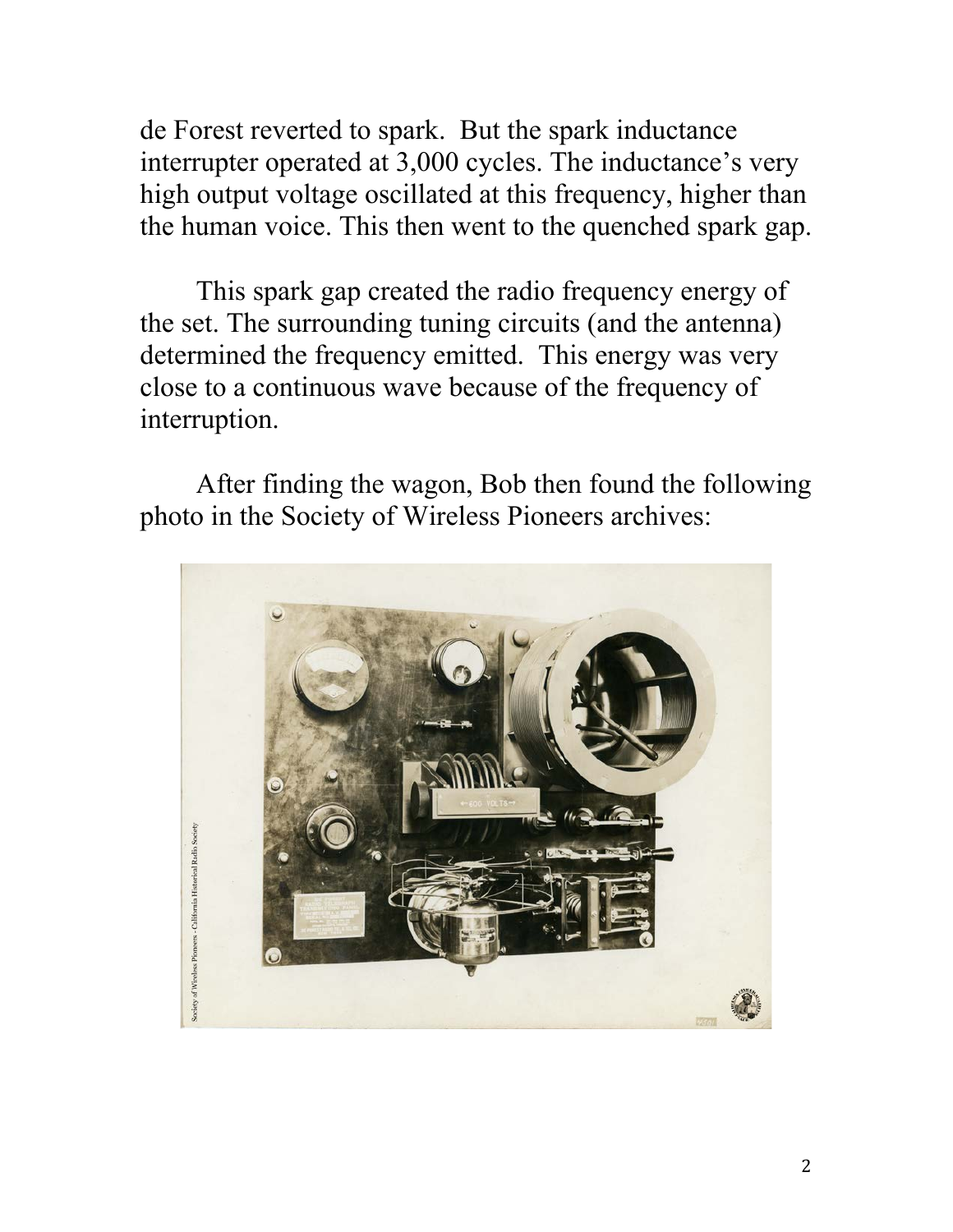de Forest reverted to spark. But the spark inductance interrupter operated at 3,000 cycles. The inductance's very high output voltage oscillated at this frequency, higher than the human voice. This then went to the quenched spark gap.

This spark gap created the radio frequency energy of the set. The surrounding tuning circuits (and the antenna) determined the frequency emitted. This energy was very close to a continuous wave because of the frequency of interruption.

After finding the wagon, Bob then found the following photo in the Society of Wireless Pioneers archives: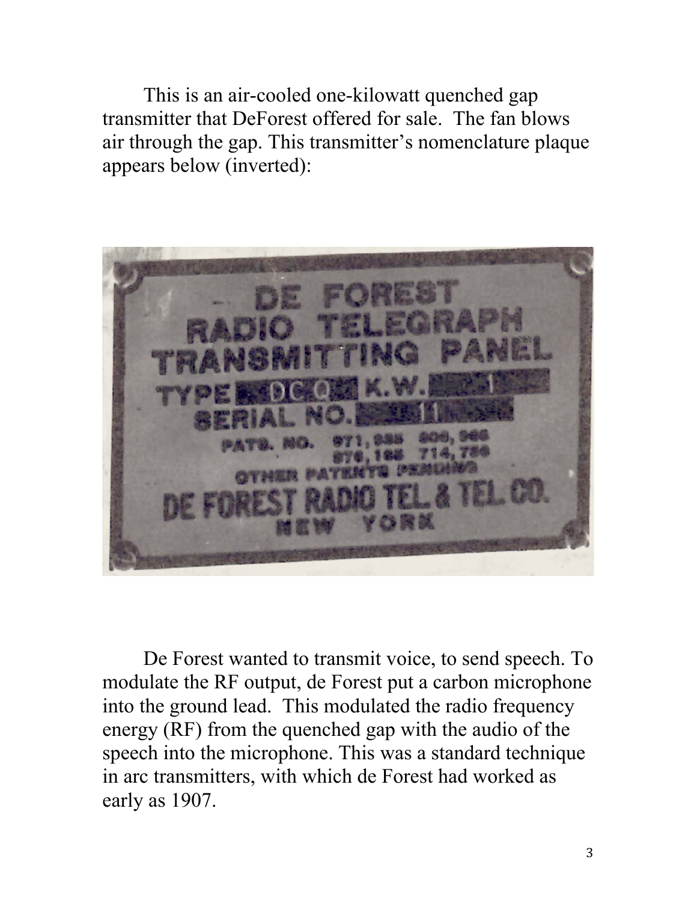This is an air-cooled one-kilowatt quenched gap transmitter that DeForest offered for sale. The fan blows air through the gap. This transmitter's nomenclature plaque appears below (inverted):

DE FOREST
RADIO TELEGRAPH
TRANSMITTING PANEL
TYPE DCQ K.W. 1
SERIAL NO. 11
PATS. NO. 971,985 806,966
876,165 714,756
OTHER PATENTS PENDING
DE FOREST RADIO TEL. & TEL. CO.
NEW YORK

De Forest wanted to transmit voice, to send speech. To modulate the RF output, de Forest put a carbon microphone into the ground lead. This modulated the radio frequency energy (RF) from the quenched gap with the audio of the speech into the microphone. This was a standard technique in arc transmitters, with which de Forest had worked as early as 1907.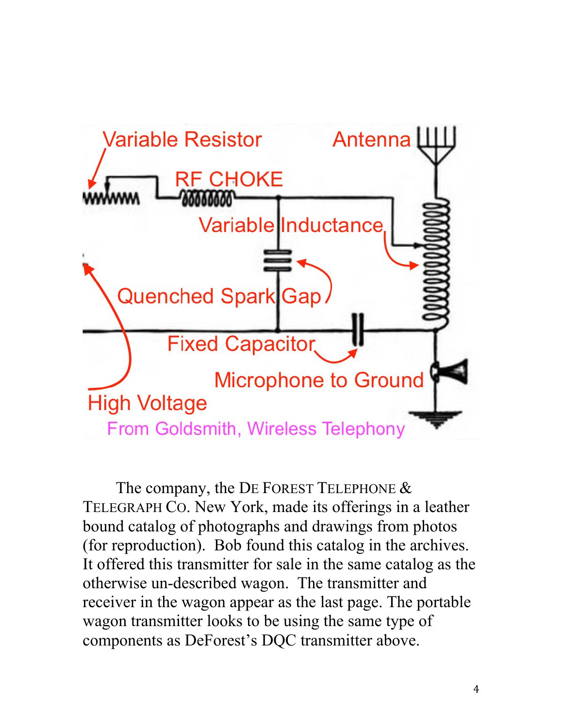Variable Resistor

Antenna

RF CHOKE

Variable Inductance

Quenched Spark Gap

Fixed Capacitor

Microphone to Ground

High Voltage

From Goldsmith, Wireless Telephony

The company, the De Forest Telephone & Telegraph Co. New York, made its offerings in a leather bound catalog of photographs and drawings from photos (for reproduction). Bob found this catalog in the archives. It offered this transmitter for sale in the same catalog as the otherwise un-described wagon. The transmitter and receiver in the wagon appear as the last page. The portable wagon transmitter looks to be using the same type of components as DeForest's DQC transmitter above.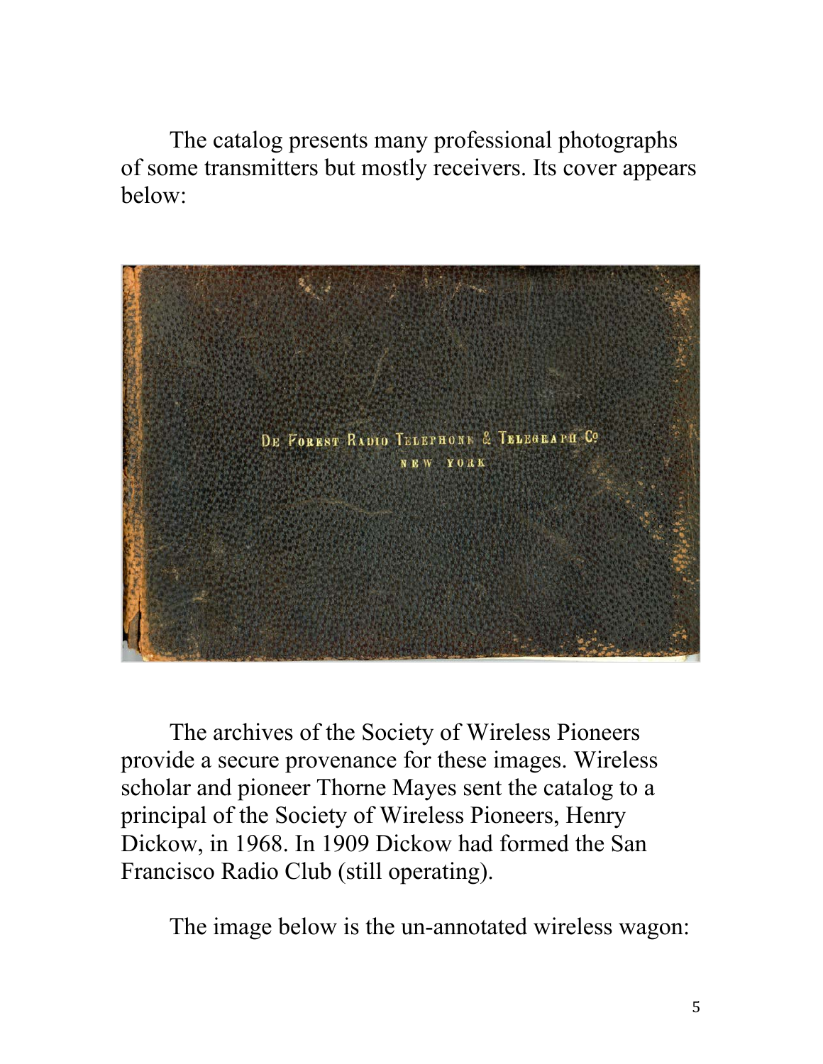The catalog presents many professional photographs of some transmitters but mostly receivers. Its cover appears below:

The archives of the Society of Wireless Pioneers provide a secure provenance for these images. Wireless scholar and pioneer Thorne Mayes sent the catalog to a principal of the Society of Wireless Pioneers, Henry Dickow, in 1968. In 1909 Dickow had formed the San Francisco Radio Club (still operating).

The image below is the un-annotated wireless wagon: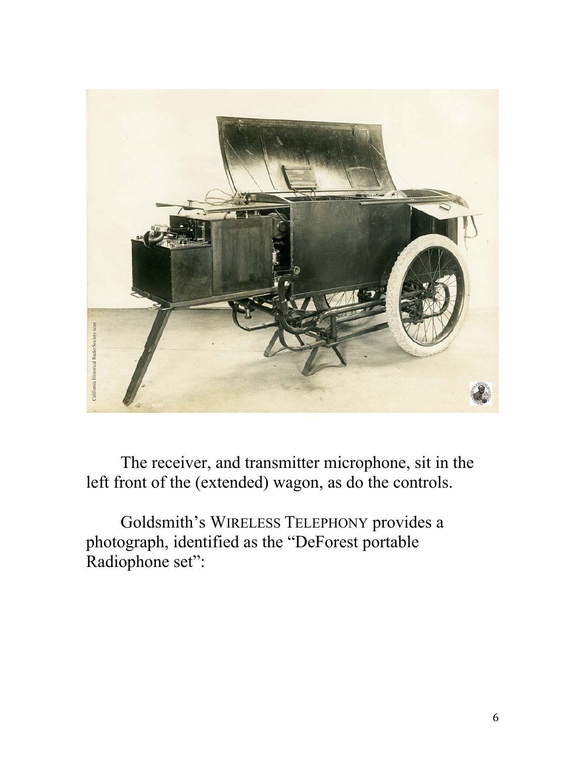The receiver, and transmitter microphone, sit in the left front of the (extended) wagon, as do the controls.

Goldsmith's WIRELESS TELEPHONY provides a photograph, identified as the "DeForest portable Radiophone set":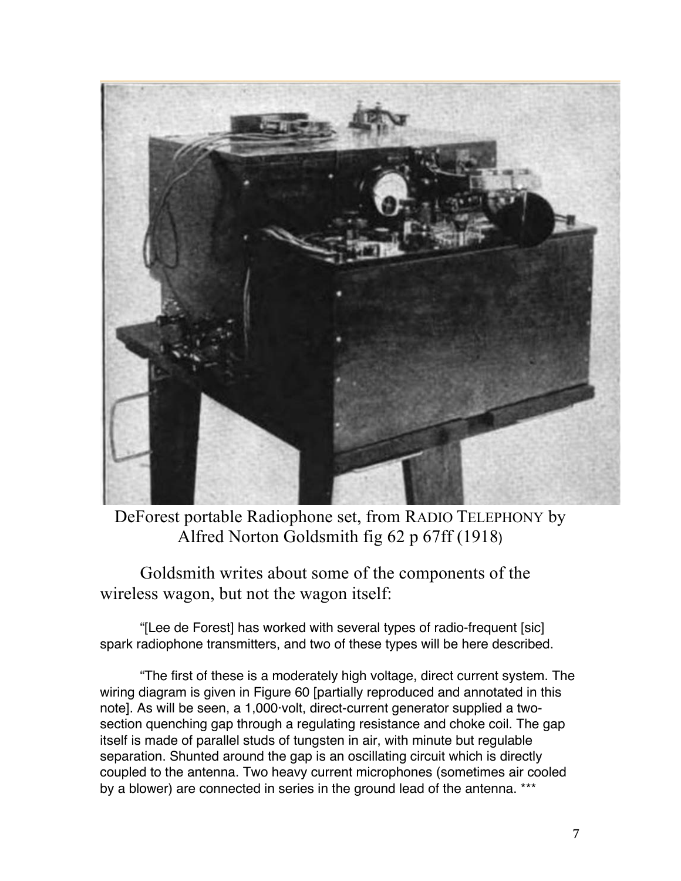DeForest portable Radiophone set, from RADIO TELEPHONY by Alfred Norton Goldsmith fig 62 p 67ff (1918)

Goldsmith writes about some of the components of the wireless wagon, but not the wagon itself:

> "[Lee de Forest] has worked with several types of radio-frequent [sic] spark radiophone transmitters, and two of these types will be here described.
>
> "The first of these is a moderately high voltage, direct current system. The wiring diagram is given in Figure 60 [partially reproduced and annotated in this note]. As will be seen, a 1,000-volt, direct-current generator supplied a two-section quenching gap through a regulating resistance and choke coil. The gap itself is made of parallel studs of tungsten in air, with minute but regulable separation. Shunted around the gap is an oscillating circuit which is directly coupled to the antenna. Two heavy current microphones (sometimes air cooled by a blower) are connected in series in the ground lead of the antenna. ***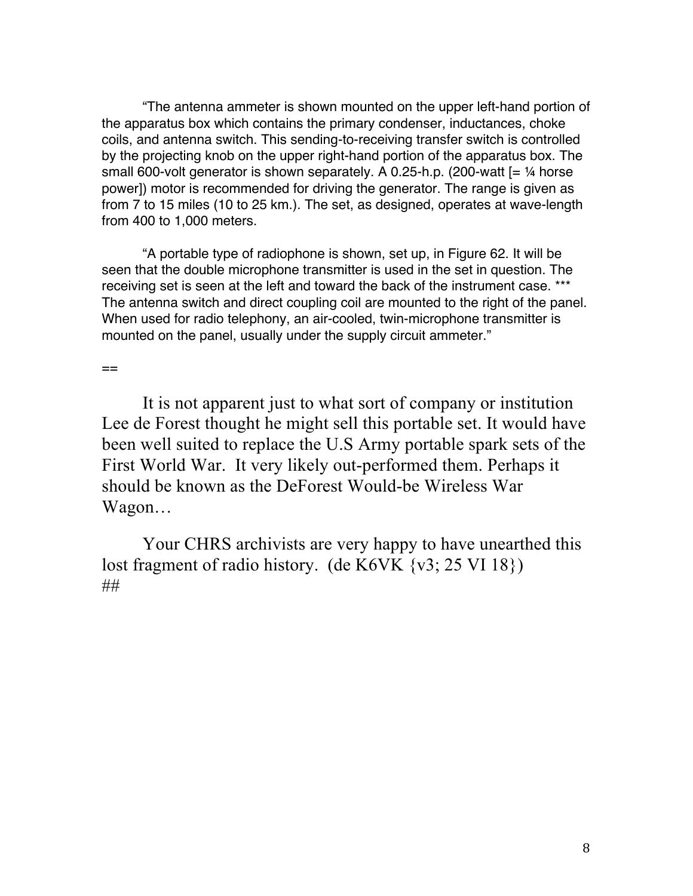"The antenna ammeter is shown mounted on the upper left-hand portion of the apparatus box which contains the primary condenser, inductances, choke coils, and antenna switch. This sending-to-receiving transfer switch is controlled by the projecting knob on the upper right-hand portion of the apparatus box. The small 600-volt generator is shown separately. A 0.25-h.p. (200-watt [= ¼ horse power]) motor is recommended for driving the generator. The range is given as from 7 to 15 miles (10 to 25 km.). The set, as designed, operates at wave-length from 400 to 1,000 meters.

"A portable type of radiophone is shown, set up, in Figure 62. It will be seen that the double microphone transmitter is used in the set in question. The receiving set is seen at the left and toward the back of the instrument case. *** The antenna switch and direct coupling coil are mounted to the right of the panel. When used for radio telephony, an air-cooled, twin-microphone transmitter is mounted on the panel, usually under the supply circuit ammeter."

==

It is not apparent just to what sort of company or institution Lee de Forest thought he might sell this portable set. It would have been well suited to replace the U.S Army portable spark sets of the First World War. It very likely out-performed them. Perhaps it should be known as the DeForest Would-be Wireless War Wagon…

Your CHRS archivists are very happy to have unearthed this lost fragment of radio history. (de K6VK {v3; 25 VI 18})
##